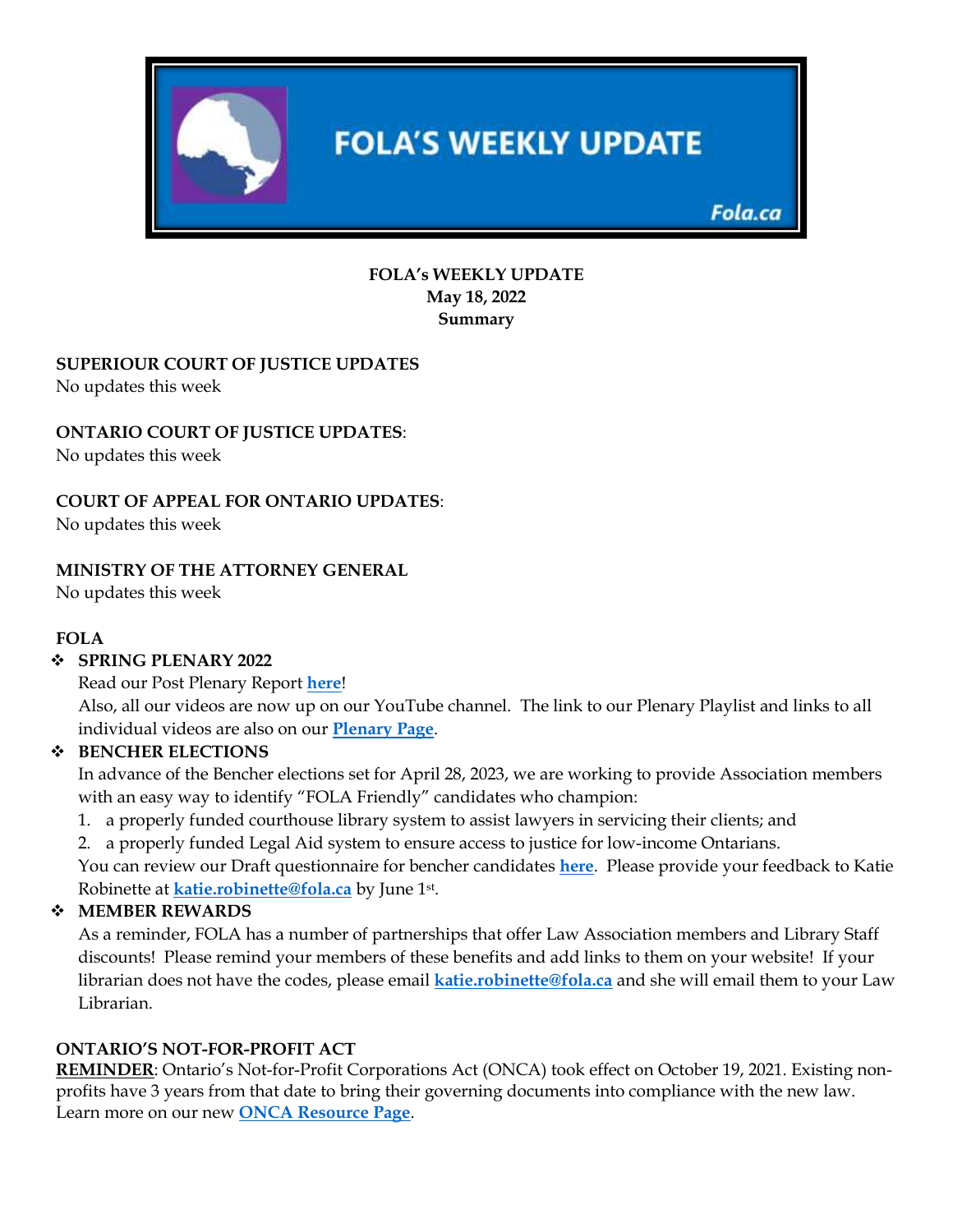# FOLA's WEEKLY UPDATE

Fola.ca

**FOLA's WEEKLY UPDATE**
**May 18, 2022**
**Summary**

## SUPERIOUR COURT OF JUSTICE UPDATES

No updates this week

## ONTARIO COURT OF JUSTICE UPDATES:

No updates this week

## COURT OF APPEAL FOR ONTARIO UPDATES:

No updates this week

## MINISTRY OF THE ATTORNEY GENERAL

No updates this week

## FOLA

- **SPRING PLENARY 2022**
  Read our Post Plenary Report **here**!
  Also, all our videos are now up on our YouTube channel. The link to our Plenary Playlist and links to all individual videos are also on our **Plenary Page**.
- **BENCHER ELECTIONS**
  In advance of the Bencher elections set for April 28, 2023, we are working to provide Association members with an easy way to identify "FOLA Friendly" candidates who champion:
  1. a properly funded courthouse library system to assist lawyers in servicing their clients; and
  2. a properly funded Legal Aid system to ensure access to justice for low-income Ontarians.

  You can review our Draft questionnaire for bencher candidates **here**. Please provide your feedback to Katie Robinette at **katie.robinette@fola.ca** by June 1st.
- **MEMBER REWARDS**
  As a reminder, FOLA has a number of partnerships that offer Law Association members and Library Staff discounts! Please remind your members of these benefits and add links to them on your website! If your librarian does not have the codes, please email **katie.robinette@fola.ca** and she will email them to your Law Librarian.

## ONTARIO'S NOT-FOR-PROFIT ACT

**REMINDER**: Ontario's Not-for-Profit Corporations Act (ONCA) took effect on October 19, 2021. Existing non-profits have 3 years from that date to bring their governing documents into compliance with the new law. Learn more on our new **ONCA Resource Page**.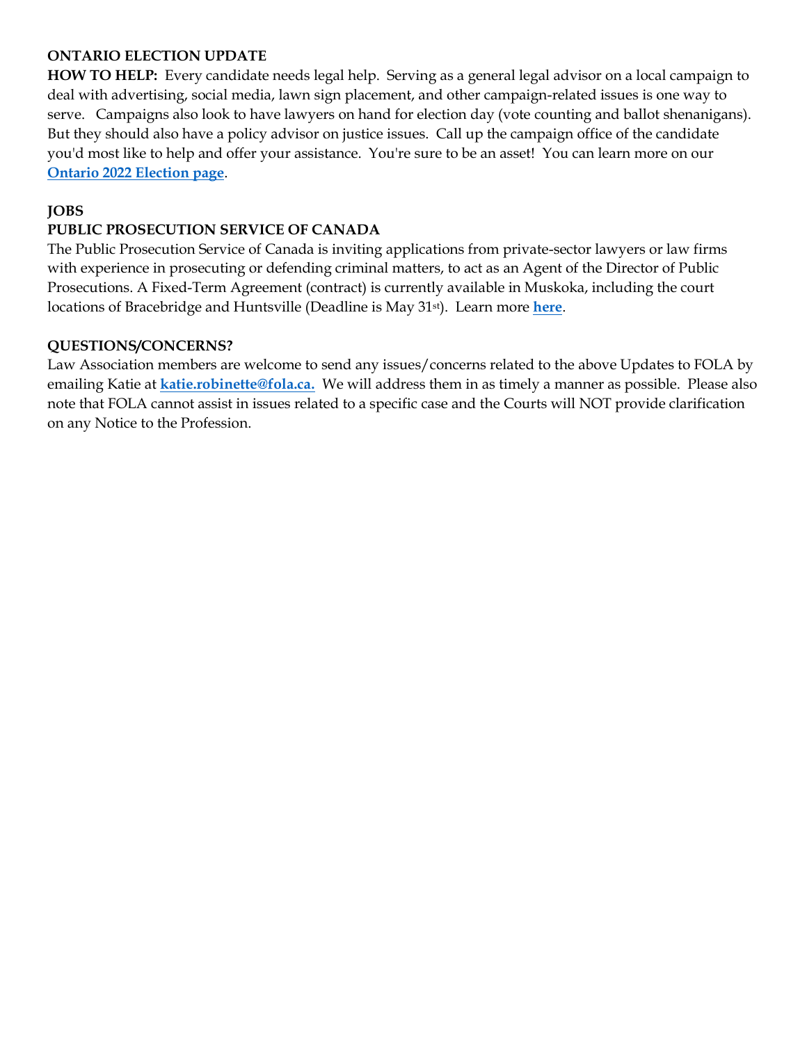**ONTARIO ELECTION UPDATE**

**HOW TO HELP:** Every candidate needs legal help. Serving as a general legal advisor on a local campaign to deal with advertising, social media, lawn sign placement, and other campaign-related issues is one way to serve. Campaigns also look to have lawyers on hand for election day (vote counting and ballot shenanigans). But they should also have a policy advisor on justice issues. Call up the campaign office of the candidate you'd most like to help and offer your assistance. You're sure to be an asset! You can learn more on our **Ontario 2022 Election page**.

**JOBS**

**PUBLIC PROSECUTION SERVICE OF CANADA**

The Public Prosecution Service of Canada is inviting applications from private-sector lawyers or law firms with experience in prosecuting or defending criminal matters, to act as an Agent of the Director of Public Prosecutions. A Fixed-Term Agreement (contract) is currently available in Muskoka, including the court locations of Bracebridge and Huntsville (Deadline is May 31st). Learn more **here**.

**QUESTIONS/CONCERNS?**

Law Association members are welcome to send any issues/concerns related to the above Updates to FOLA by emailing Katie at **katie.robinette@fola.ca.** We will address them in as timely a manner as possible. Please also note that FOLA cannot assist in issues related to a specific case and the Courts will NOT provide clarification on any Notice to the Profession.